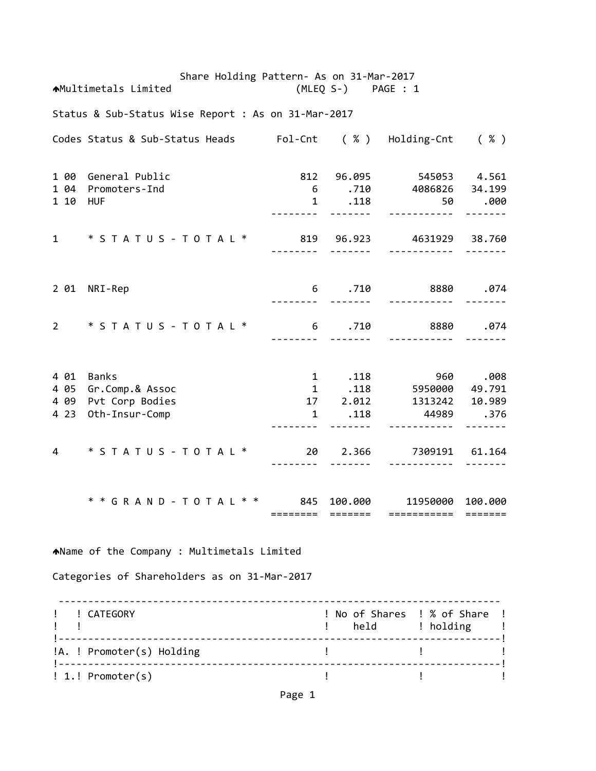Share Holding Pattern- As on 31-Mar-2017

Multimetals Limited (MLEQ S-) PAGE : 1

Status & Sub-Status Wise Report : As on 31-Mar-2017

| Codes | Status & Sub-Status Heads | Fol-Cnt | ( % ) | Holding-Cnt | ( % ) |
|---|---|---|---|---|---|
| 1 00 | General Public | 812 | 96.095 | 545053 | 4.561 |
| 1 04 | Promoters-Ind | 6 | .710 | 4086826 | 34.199 |
| 1 10 | HUF | 1 | .118 | 50 | .000 |
| 1 | * S T A T U S - T O T A L * | 819 | 96.923 | 4631929 | 38.760 |
| 2 01 | NRI-Rep | 6 | .710 | 8880 | .074 |
| 2 | * S T A T U S - T O T A L * | 6 | .710 | 8880 | .074 |
| 4 01 | Banks | 1 | .118 | 960 | .008 |
| 4 05 | Gr.Comp.& Assoc | 1 | .118 | 5950000 | 49.791 |
| 4 09 | Pvt Corp Bodies | 17 | 2.012 | 1313242 | 10.989 |
| 4 23 | Oth-Insur-Comp | 1 | .118 | 44989 | .376 |
| 4 | * S T A T U S - T O T A L * | 20 | 2.366 | 7309191 | 61.164 |
| | * * G R A N D - T O T A L * * | 845 | 100.000 | 11950000 | 100.000 |

Name of the Company : Multimetals Limited

Categories of Shareholders as on 31-Mar-2017

| | CATEGORY | No of Shares held | % of Share holding |
|---|---|---|---|
| A. | Promoter(s) Holding | | |
| 1. | Promoter(s) | | |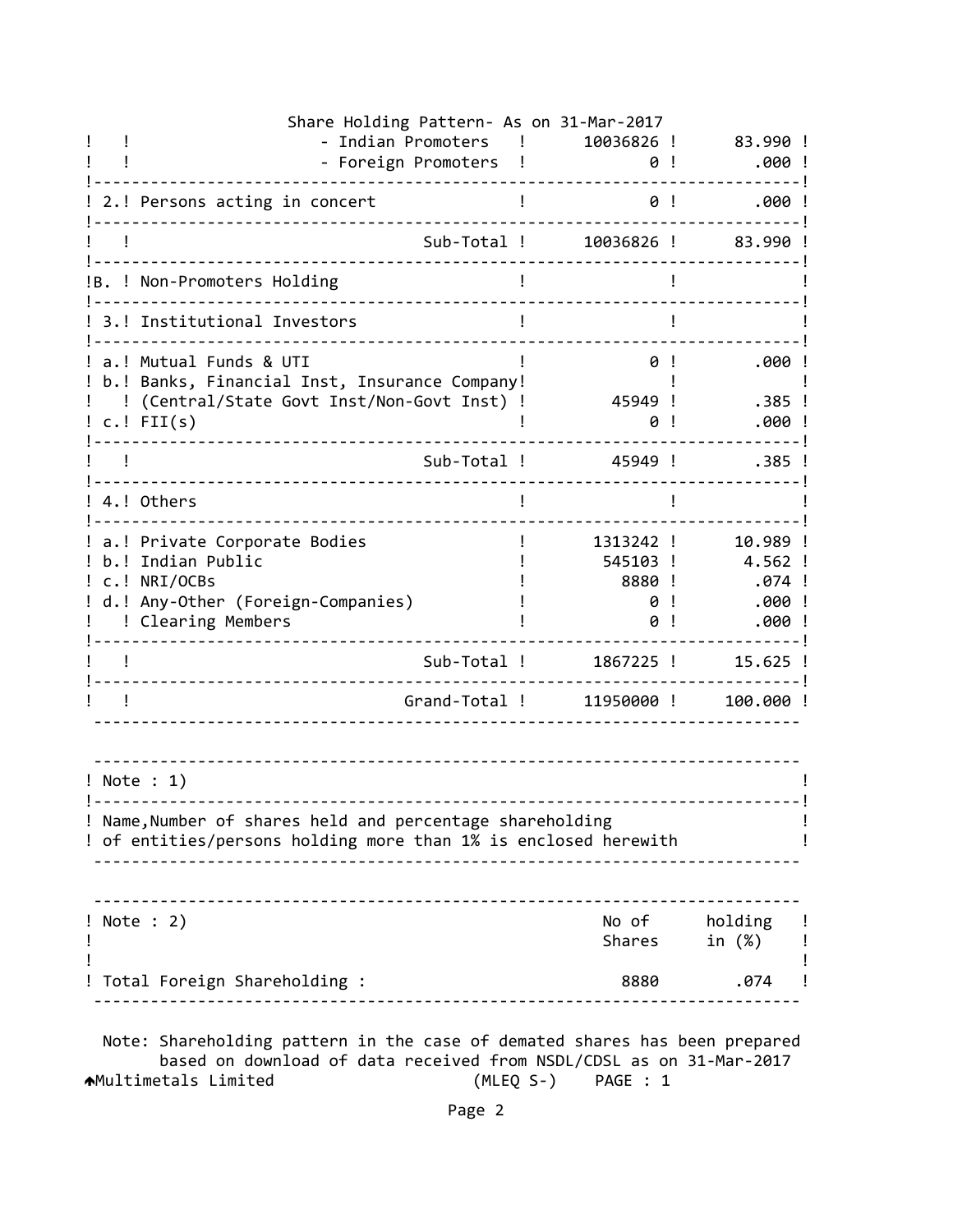Share Holding Pattern- As on 31-Mar-2017

| | | | |
|---|---|---|---|
| | - Indian Promoters | 10036826 | 83.990 |
| | - Foreign Promoters | 0 | .000 |
| 2. | Persons acting in concert | 0 | .000 |
| | Sub-Total | 10036826 | 83.990 |
| B. | Non-Promoters Holding | | |
| 3. | Institutional Investors | | |
| a. | Mutual Funds & UTI | 0 | .000 |
| b. | Banks, Financial Inst, Insurance Company (Central/State Govt Inst/Non-Govt Inst) | 45949 | .385 |
| c. | FII(s) | 0 | .000 |
| | Sub-Total | 45949 | .385 |
| 4. | Others | | |
| a. | Private Corporate Bodies | 1313242 | 10.989 |
| b. | Indian Public | 545103 | 4.562 |
| c. | NRI/OCBs | 8880 | .074 |
| d. | Any-Other (Foreign-Companies) | 0 | .000 |
| | Clearing Members | 0 | .000 |
| | Sub-Total | 1867225 | 15.625 |
| | Grand-Total | 11950000 | 100.000 |

| Note : 1) |
|---|
| Name,Number of shares held and percentage shareholding of entities/persons holding more than 1% is enclosed herewith |

| Note : 2) | No of Shares | holding in (%) |
|---|---|---|
| Total Foreign Shareholding : | 8880 | .074 |

Note: Shareholding pattern in the case of demated shares has been prepared based on download of data received from NSDL/CDSL as on 31-Mar-2017

Multimetals Limited (MLEQ S-) PAGE : 1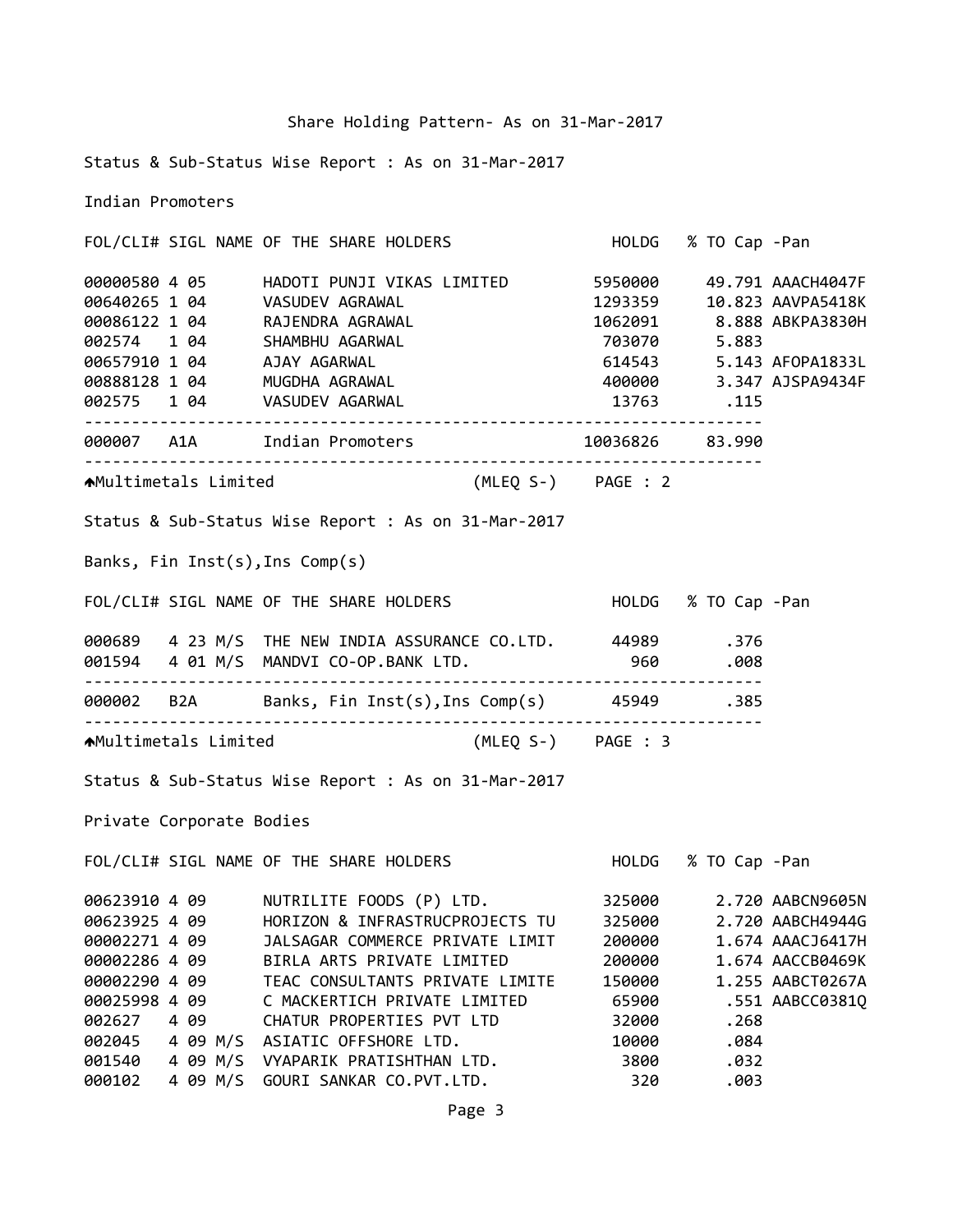# Share Holding Pattern- As on 31-Mar-2017

Status & Sub-Status Wise Report : As on 31-Mar-2017

## Indian Promoters

| FOL/CLI# | SIGL | NAME OF THE SHARE HOLDERS | HOLDG | % TO Cap | -Pan |
|---|---|---|---|---|---|
| 00000580 | 4 05 | HADOTI PUNJI VIKAS LIMITED | 5950000 | 49.791 | AAACH4047F |
| 00640265 | 1 04 | VASUDEV AGRAWAL | 1293359 | 10.823 | AAVPA5418K |
| 00086122 | 1 04 | RAJENDRA AGRAWAL | 1062091 | 8.888 | ABKPA3830H |
| 002574 | 1 04 | SHAMBHU AGARWAL | 703070 | 5.883 | |
| 00657910 | 1 04 | AJAY AGARWAL | 614543 | 5.143 | AFOPA1833L |
| 00888128 | 1 04 | MUGDHA AGRAWAL | 400000 | 3.347 | AJSPA9434F |
| 002575 | 1 04 | VASUDEV AGARWAL | 13763 | .115 | |
| 000007 | A1A | Indian Promoters | 10036826 | 83.990 | |

Multimetals Limited (MLEQ S-) PAGE : 2

Status & Sub-Status Wise Report : As on 31-Mar-2017

## Banks, Fin Inst(s),Ins Comp(s)

| FOL/CLI# | SIGL | NAME OF THE SHARE HOLDERS | HOLDG | % TO Cap | -Pan |
|---|---|---|---|---|---|
| 000689 | 4 23 | M/S THE NEW INDIA ASSURANCE CO.LTD. | 44989 | .376 | |
| 001594 | 4 01 | M/S MANDVI CO-OP.BANK LTD. | 960 | .008 | |
| 000002 | B2A | Banks, Fin Inst(s),Ins Comp(s) | 45949 | .385 | |

Multimetals Limited (MLEQ S-) PAGE : 3

Status & Sub-Status Wise Report : As on 31-Mar-2017

## Private Corporate Bodies

| FOL/CLI# | SIGL | NAME OF THE SHARE HOLDERS | HOLDG | % TO Cap | -Pan |
|---|---|---|---|---|---|
| 00623910 | 4 09 | NUTRILITE FOODS (P) LTD. | 325000 | 2.720 | AABCN9605N |
| 00623925 | 4 09 | HORIZON & INFRASTRUCPROJECTS TU | 325000 | 2.720 | AABCH4944G |
| 00002271 | 4 09 | JALSAGAR COMMERCE PRIVATE LIMIT | 200000 | 1.674 | AAACJ6417H |
| 00002286 | 4 09 | BIRLA ARTS PRIVATE LIMITED | 200000 | 1.674 | AACCB0469K |
| 00002290 | 4 09 | TEAC CONSULTANTS PRIVATE LIMITE | 150000 | 1.255 | AABCT0267A |
| 00025998 | 4 09 | C MACKERTICH PRIVATE LIMITED | 65900 | .551 | AABCC0381Q |
| 002627 | 4 09 | CHATUR PROPERTIES PVT LTD | 32000 | .268 | |
| 002045 | 4 09 | M/S ASIATIC OFFSHORE LTD. | 10000 | .084 | |
| 001540 | 4 09 | M/S VYAPARIK PRATISHTHAN LTD. | 3800 | .032 | |
| 000102 | 4 09 | M/S GOURI SANKAR CO.PVT.LTD. | 320 | .003 | |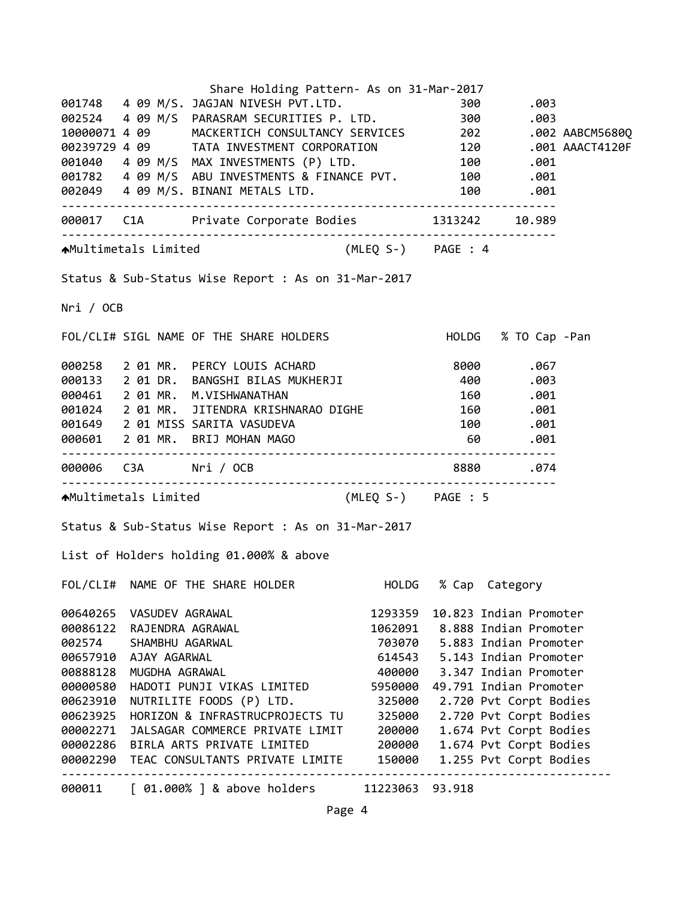Share Holding Pattern- As on 31-Mar-2017

| FOL/CLI# | SIGL | NAME OF THE SHARE HOLDERS | HOLDG | % TO Cap | -Pan |
|---|---|---|---|---|---|
| 001748 | 4 09 | M/S. JAGJAN NIVESH PVT.LTD. | 300 | .003 | |
| 002524 | 4 09 | M/S PARASRAM SECURITIES P. LTD. | 300 | .003 | |
| 10000071 | 4 09 | MACKERTICH CONSULTANCY SERVICES | 202 | .002 | AABCM5680Q |
| 00239729 | 4 09 | TATA INVESTMENT CORPORATION | 120 | .001 | AAACT4120F |
| 001040 | 4 09 | M/S MAX INVESTMENTS (P) LTD. | 100 | .001 | |
| 001782 | 4 09 | M/S ABU INVESTMENTS & FINANCE PVT. | 100 | .001 | |
| 002049 | 4 09 | M/S. BINANI METALS LTD. | 100 | .001 | |
| 000017 | C1A | Private Corporate Bodies | 1313242 | 10.989 | |

Multimetals Limited (MLEQ S-) PAGE : 4

Status & Sub-Status Wise Report : As on 31-Mar-2017

Nri / OCB

| FOL/CLI# | SIGL | NAME OF THE SHARE HOLDERS | HOLDG | % TO Cap | -Pan |
|---|---|---|---|---|---|
| 000258 | 2 01 | MR. PERCY LOUIS ACHARD | 8000 | .067 | |
| 000133 | 2 01 | DR. BANGSHI BILAS MUKHERJI | 400 | .003 | |
| 000461 | 2 01 | MR. M.VISHWANATHAN | 160 | .001 | |
| 001024 | 2 01 | MR. JITENDRA KRISHNARAO DIGHE | 160 | .001 | |
| 001649 | 2 01 | MISS SARITA VASUDEVA | 100 | .001 | |
| 000601 | 2 01 | MR. BRIJ MOHAN MAGO | 60 | .001 | |
| 000006 | C3A | Nri / OCB | 8880 | .074 | |

Multimetals Limited (MLEQ S-) PAGE : 5

Status & Sub-Status Wise Report : As on 31-Mar-2017

List of Holders holding 01.000% & above

| FOL/CLI# | NAME OF THE SHARE HOLDER | HOLDG | % Cap | Category |
|---|---|---|---|---|
| 00640265 | VASUDEV AGRAWAL | 1293359 | 10.823 | Indian Promoter |
| 00086122 | RAJENDRA AGRAWAL | 1062091 | 8.888 | Indian Promoter |
| 002574 | SHAMBHU AGARWAL | 703070 | 5.883 | Indian Promoter |
| 00657910 | AJAY AGARWAL | 614543 | 5.143 | Indian Promoter |
| 00888128 | MUGDHA AGRAWAL | 400000 | 3.347 | Indian Promoter |
| 00000580 | HADOTI PUNJI VIKAS LIMITED | 5950000 | 49.791 | Indian Promoter |
| 00623910 | NUTRILITE FOODS (P) LTD. | 325000 | 2.720 | Pvt Corpt Bodies |
| 00623925 | HORIZON & INFRASTRUCPROJECTS TU | 325000 | 2.720 | Pvt Corpt Bodies |
| 00002271 | JALSAGAR COMMERCE PRIVATE LIMIT | 200000 | 1.674 | Pvt Corpt Bodies |
| 00002286 | BIRLA ARTS PRIVATE LIMITED | 200000 | 1.674 | Pvt Corpt Bodies |
| 00002290 | TEAC CONSULTANTS PRIVATE LIMITE | 150000 | 1.255 | Pvt Corpt Bodies |
| 000011 | [ 01.000% ] & above holders | 11223063 | 93.918 | |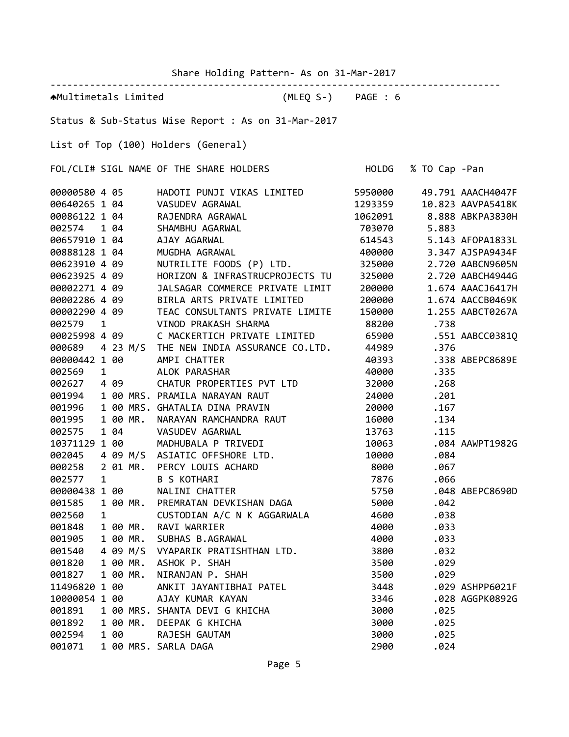Share Holding Pattern- As on 31-Mar-2017

Multimetals Limited (MLEQ S-) PAGE : 6

Status & Sub-Status Wise Report : As on 31-Mar-2017

List of Top (100) Holders (General)

| FOL/CLI# | SIGL | NAME OF THE SHARE HOLDERS | HOLDG | % TO Cap | -Pan |
|---|---|---|---|---|---|
| 00000580 | 4 05 | HADOTI PUNJI VIKAS LIMITED | 5950000 | 49.791 | AAACH4047F |
| 00640265 | 1 04 | VASUDEV AGRAWAL | 1293359 | 10.823 | AAVPA5418K |
| 00086122 | 1 04 | RAJENDRA AGRAWAL | 1062091 | 8.888 | ABKPA3830H |
| 002574 | 1 04 | SHAMBHU AGARWAL | 703070 | 5.883 | |
| 00657910 | 1 04 | AJAY AGARWAL | 614543 | 5.143 | AFOPA1833L |
| 00888128 | 1 04 | MUGDHA AGRAWAL | 400000 | 3.347 | AJSPA9434F |
| 00623910 | 4 09 | NUTRILITE FOODS (P) LTD. | 325000 | 2.720 | AABCN9605N |
| 00623925 | 4 09 | HORIZON & INFRASTRUCPROJECTS TU | 325000 | 2.720 | AABCH4944G |
| 00002271 | 4 09 | JALSAGAR COMMERCE PRIVATE LIMIT | 200000 | 1.674 | AAACJ6417H |
| 00002286 | 4 09 | BIRLA ARTS PRIVATE LIMITED | 200000 | 1.674 | AACCB0469K |
| 00002290 | 4 09 | TEAC CONSULTANTS PRIVATE LIMITE | 150000 | 1.255 | AABCT0267A |
| 002579 | 1 | VINOD PRAKASH SHARMA | 88200 | .738 | |
| 00025998 | 4 09 | C MACKERTICH PRIVATE LIMITED | 65900 | .551 | AABCC0381Q |
| 000689 | 4 23 | M/S THE NEW INDIA ASSURANCE CO.LTD. | 44989 | .376 | |
| 00000442 | 1 00 | AMPI CHATTER | 40393 | .338 | ABEPC8689E |
| 002569 | 1 | ALOK PARASHAR | 40000 | .335 | |
| 002627 | 4 09 | CHATUR PROPERTIES PVT LTD | 32000 | .268 | |
| 001994 | 1 00 | MRS. PRAMILA NARAYAN RAUT | 24000 | .201 | |
| 001996 | 1 00 | MRS. GHATALIA DINA PRAVIN | 20000 | .167 | |
| 001995 | 1 00 | MR. NARAYAN RAMCHANDRA RAUT | 16000 | .134 | |
| 002575 | 1 04 | VASUDEV AGARWAL | 13763 | .115 | |
| 10371129 | 1 00 | MADHUBALA P TRIVEDI | 10063 | .084 | AAWPT1982G |
| 002045 | 4 09 | M/S ASIATIC OFFSHORE LTD. | 10000 | .084 | |
| 000258 | 2 01 | MR. PERCY LOUIS ACHARD | 8000 | .067 | |
| 002577 | 1 | B S KOTHARI | 7876 | .066 | |
| 00000438 | 1 00 | NALINI CHATTER | 5750 | .048 | ABEPC8690D |
| 001585 | 1 00 | MR. PREMRATAN DEVKISHAN DAGA | 5000 | .042 | |
| 002560 | 1 | CUSTODIAN A/C N K AGGARWALA | 4600 | .038 | |
| 001848 | 1 00 | MR. RAVI WARRIER | 4000 | .033 | |
| 001905 | 1 00 | MR. SUBHAS B.AGRAWAL | 4000 | .033 | |
| 001540 | 4 09 | M/S VYAPARIK PRATISHTHAN LTD. | 3800 | .032 | |
| 001820 | 1 00 | MR. ASHOK P. SHAH | 3500 | .029 | |
| 001827 | 1 00 | MR. NIRANJAN P. SHAH | 3500 | .029 | |
| 11496820 | 1 00 | ANKIT JAYANTIBHAI PATEL | 3448 | .029 | ASHPP6021F |
| 10000054 | 1 00 | AJAY KUMAR KAYAN | 3346 | .028 | AGGPK0892G |
| 001891 | 1 00 | MRS. SHANTA DEVI G KHICHA | 3000 | .025 | |
| 001892 | 1 00 | MR. DEEPAK G KHICHA | 3000 | .025 | |
| 002594 | 1 00 | RAJESH GAUTAM | 3000 | .025 | |
| 001071 | 1 00 | MRS. SARLA DAGA | 2900 | .024 | |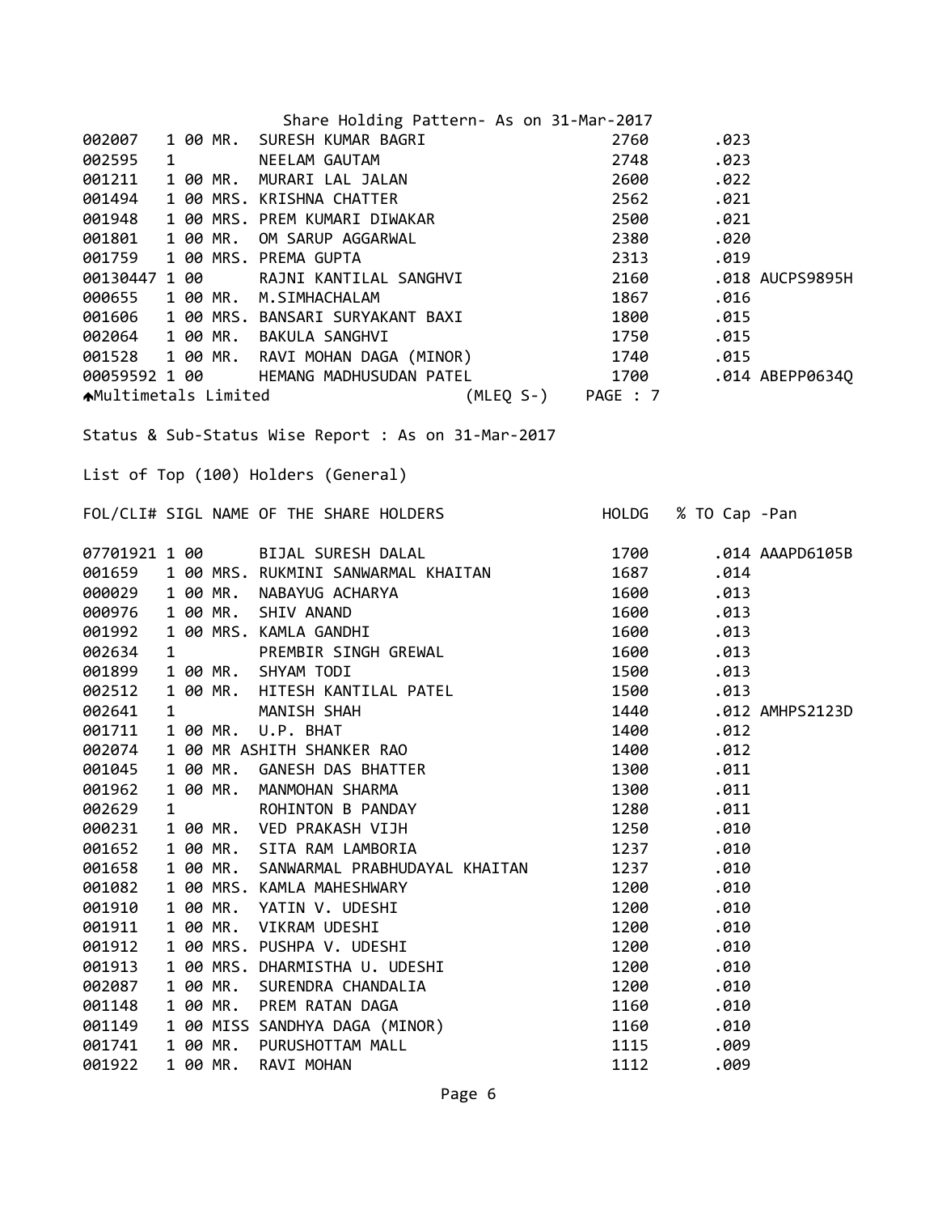Share Holding Pattern- As on 31-Mar-2017

| FOL/CLI# | SIGL | | NAME OF THE SHARE HOLDERS | HOLDG | % TO Cap | -Pan |
|---|---|---|---|---|---|---|
| 002007 | 1 00 | MR. | SURESH KUMAR BAGRI | 2760 | .023 | |
| 002595 | 1 | | NEELAM GAUTAM | 2748 | .023 | |
| 001211 | 1 00 | MR. | MURARI LAL JALAN | 2600 | .022 | |
| 001494 | 1 00 | MRS. | KRISHNA CHATTER | 2562 | .021 | |
| 001948 | 1 00 | MRS. | PREM KUMARI DIWAKAR | 2500 | .021 | |
| 001801 | 1 00 | MR. | OM SARUP AGGARWAL | 2380 | .020 | |
| 001759 | 1 00 | MRS. | PREMA GUPTA | 2313 | .019 | |
| 00130447 | 1 00 | | RAJNI KANTILAL SANGHVI | 2160 | .018 | AUCPS9895H |
| 000655 | 1 00 | MR. | M.SIMHACHALAM | 1867 | .016 | |
| 001606 | 1 00 | MRS. | BANSARI SURYAKANT BAXI | 1800 | .015 | |
| 002064 | 1 00 | MR. | BAKULA SANGHVI | 1750 | .015 | |
| 001528 | 1 00 | MR. | RAVI MOHAN DAGA (MINOR) | 1740 | .015 | |
| 00059592 | 1 00 | | HEMANG MADHUSUDAN PATEL | 1700 | .014 | ABEPP0634Q |

Multimetals Limited (MLEQ S-) PAGE : 7

Status & Sub-Status Wise Report : As on 31-Mar-2017

List of Top (100) Holders (General)

| FOL/CLI# | SIGL | | NAME OF THE SHARE HOLDERS | HOLDG | % TO Cap | -Pan |
|---|---|---|---|---|---|---|
| 07701921 | 1 00 | | BIJAL SURESH DALAL | 1700 | .014 | AAAPD6105B |
| 001659 | 1 00 | MRS. | RUKMINI SANWARMAL KHAITAN | 1687 | .014 | |
| 000029 | 1 00 | MR. | NABAYUG ACHARYA | 1600 | .013 | |
| 000976 | 1 00 | MR. | SHIV ANAND | 1600 | .013 | |
| 001992 | 1 00 | MRS. | KAMLA GANDHI | 1600 | .013 | |
| 002634 | 1 | | PREMBIR SINGH GREWAL | 1600 | .013 | |
| 001899 | 1 00 | MR. | SHYAM TODI | 1500 | .013 | |
| 002512 | 1 00 | MR. | HITESH KANTILAL PATEL | 1500 | .013 | |
| 002641 | 1 | | MANISH SHAH | 1440 | .012 | AMHPS2123D |
| 001711 | 1 00 | MR. | U.P. BHAT | 1400 | .012 | |
| 002074 | 1 00 | MR | ASHITH SHANKER RAO | 1400 | .012 | |
| 001045 | 1 00 | MR. | GANESH DAS BHATTER | 1300 | .011 | |
| 001962 | 1 00 | MR. | MANMOHAN SHARMA | 1300 | .011 | |
| 002629 | 1 | | ROHINTON B PANDAY | 1280 | .011 | |
| 000231 | 1 00 | MR. | VED PRAKASH VIJH | 1250 | .010 | |
| 001652 | 1 00 | MR. | SITA RAM LAMBORIA | 1237 | .010 | |
| 001658 | 1 00 | MR. | SANWARMAL PRABHUDAYAL KHAITAN | 1237 | .010 | |
| 001082 | 1 00 | MRS. | KAMLA MAHESHWARY | 1200 | .010 | |
| 001910 | 1 00 | MR. | YATIN V. UDESHI | 1200 | .010 | |
| 001911 | 1 00 | MR. | VIKRAM UDESHI | 1200 | .010 | |
| 001912 | 1 00 | MRS. | PUSHPA V. UDESHI | 1200 | .010 | |
| 001913 | 1 00 | MRS. | DHARMISTHA U. UDESHI | 1200 | .010 | |
| 002087 | 1 00 | MR. | SURENDRA CHANDALIA | 1200 | .010 | |
| 001148 | 1 00 | MR. | PREM RATAN DAGA | 1160 | .010 | |
| 001149 | 1 00 | MISS | SANDHYA DAGA (MINOR) | 1160 | .010 | |
| 001741 | 1 00 | MR. | PURUSHOTTAM MALL | 1115 | .009 | |
| 001922 | 1 00 | MR. | RAVI MOHAN | 1112 | .009 | |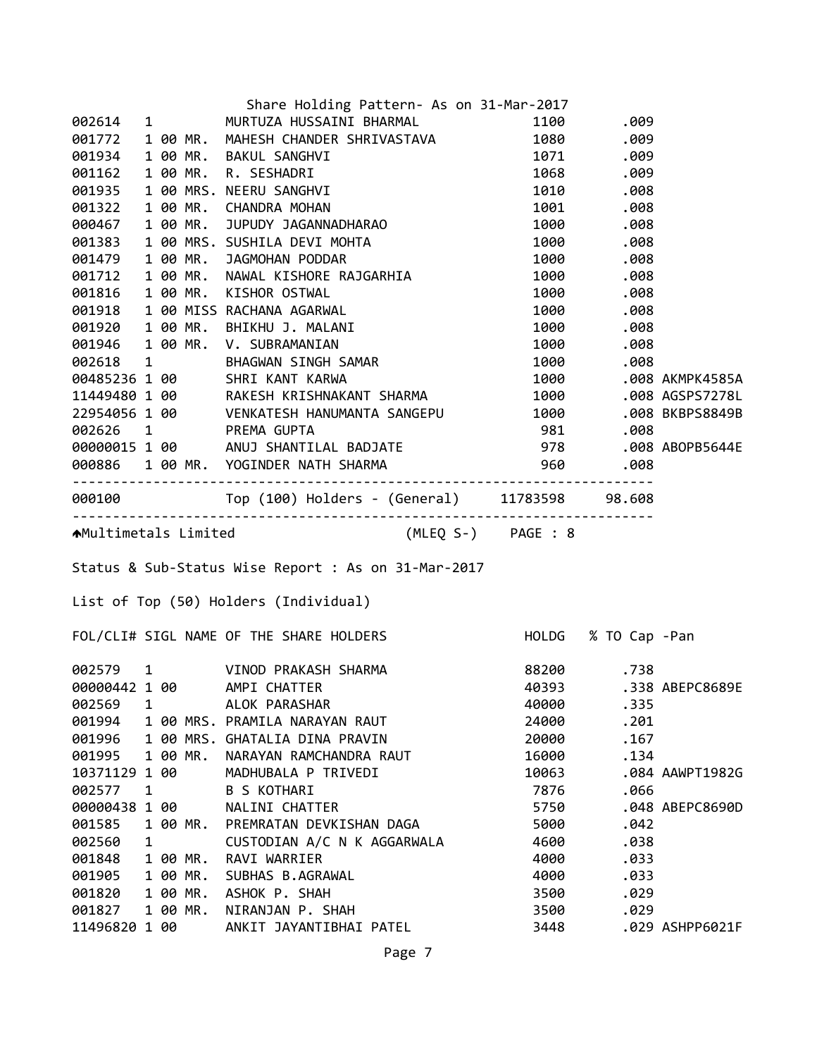Share Holding Pattern- As on 31-Mar-2017

| FOL/CLI# | SIGL | NAME OF THE SHARE HOLDERS | HOLDG | % TO Cap | -Pan |
|---|---|---|---|---|---|
| 002614 | 1 | MURTUZA HUSSAINI BHARMAL | 1100 | .009 | |
| 001772 | 1 00 MR. | MAHESH CHANDER SHRIVASTAVA | 1080 | .009 | |
| 001934 | 1 00 MR. | BAKUL SANGHVI | 1071 | .009 | |
| 001162 | 1 00 MR. | R. SESHADRI | 1068 | .009 | |
| 001935 | 1 00 MRS. | NEERU SANGHVI | 1010 | .008 | |
| 001322 | 1 00 MR. | CHANDRA MOHAN | 1001 | .008 | |
| 000467 | 1 00 MR. | JUPUDY JAGANNADHARAO | 1000 | .008 | |
| 001383 | 1 00 MRS. | SUSHILA DEVI MOHTA | 1000 | .008 | |
| 001479 | 1 00 MR. | JAGMOHAN PODDAR | 1000 | .008 | |
| 001712 | 1 00 MR. | NAWAL KISHORE RAJGARHIA | 1000 | .008 | |
| 001816 | 1 00 MR. | KISHOR OSTWAL | 1000 | .008 | |
| 001918 | 1 00 MISS | RACHANA AGARWAL | 1000 | .008 | |
| 001920 | 1 00 MR. | BHIKHU J. MALANI | 1000 | .008 | |
| 001946 | 1 00 MR. | V. SUBRAMANIAN | 1000 | .008 | |
| 002618 | 1 | BHAGWAN SINGH SAMAR | 1000 | .008 | |
| 00485236 | 1 00 | SHRI KANT KARWA | 1000 | .008 | AKMPK4585A |
| 11449480 | 1 00 | RAKESH KRISHNAKANT SHARMA | 1000 | .008 | AGSPS7278L |
| 22954056 | 1 00 | VENKATESH HANUMANTA SANGEPU | 1000 | .008 | BKBPS8849B |
| 002626 | 1 | PREMA GUPTA | 981 | .008 | |
| 00000015 | 1 00 | ANUJ SHANTILAL BADJATE | 978 | .008 | ABOPB5644E |
| 000886 | 1 00 MR. | YOGINDER NATH SHARMA | 960 | .008 | |
| 000100 | | Top (100) Holders - (General) | 11783598 | 98.608 | |

Multimetals Limited (MLEQ S-) PAGE : 8

Status & Sub-Status Wise Report : As on 31-Mar-2017

List of Top (50) Holders (Individual)

| FOL/CLI# | SIGL | NAME OF THE SHARE HOLDERS | HOLDG | % TO Cap | -Pan |
|---|---|---|---|---|---|
| 002579 | 1 | VINOD PRAKASH SHARMA | 88200 | .738 | |
| 00000442 | 1 00 | AMPI CHATTER | 40393 | .338 | ABEPC8689E |
| 002569 | 1 | ALOK PARASHAR | 40000 | .335 | |
| 001994 | 1 00 MRS. | PRAMILA NARAYAN RAUT | 24000 | .201 | |
| 001996 | 1 00 MRS. | GHATALIA DINA PRAVIN | 20000 | .167 | |
| 001995 | 1 00 MR. | NARAYAN RAMCHANDRA RAUT | 16000 | .134 | |
| 10371129 | 1 00 | MADHUBALA P TRIVEDI | 10063 | .084 | AAWPT1982G |
| 002577 | 1 | B S KOTHARI | 7876 | .066 | |
| 00000438 | 1 00 | NALINI CHATTER | 5750 | .048 | ABEPC8690D |
| 001585 | 1 00 MR. | PREMRATAN DEVKISHAN DAGA | 5000 | .042 | |
| 002560 | 1 | CUSTODIAN A/C N K AGGARWALA | 4600 | .038 | |
| 001848 | 1 00 MR. | RAVI WARRIER | 4000 | .033 | |
| 001905 | 1 00 MR. | SUBHAS B.AGRAWAL | 4000 | .033 | |
| 001820 | 1 00 MR. | ASHOK P. SHAH | 3500 | .029 | |
| 001827 | 1 00 MR. | NIRANJAN P. SHAH | 3500 | .029 | |
| 11496820 | 1 00 | ANKIT JAYANTIBHAI PATEL | 3448 | .029 | ASHPP6021F |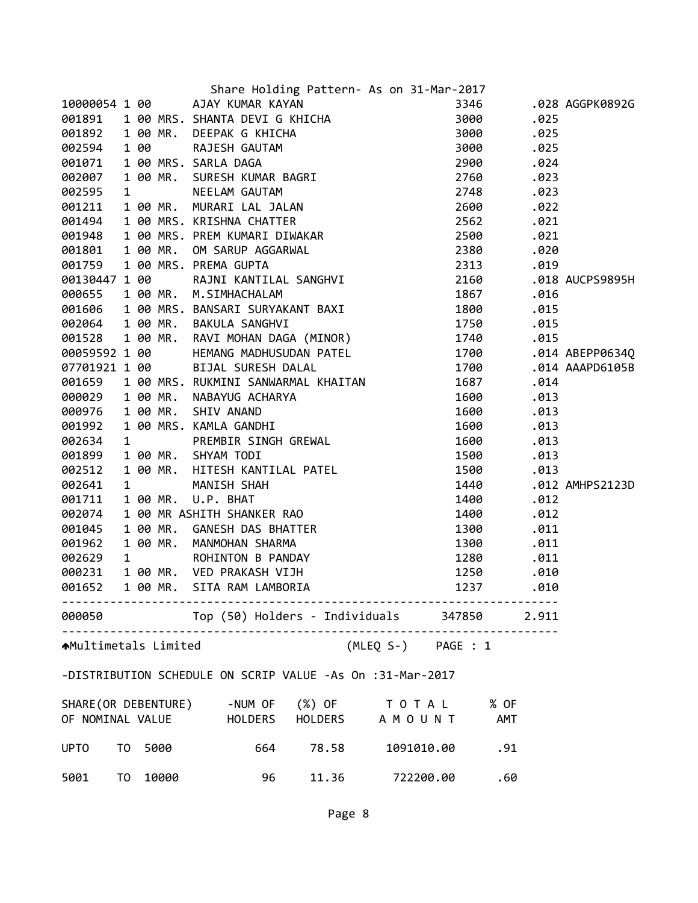Share Holding Pattern- As on 31-Mar-2017

| Folio | | | | Name | Shares | % | PAN |
|---|---|---|---|---|---|---|---|
| 10000054 | 1 | 00 | | AJAY KUMAR KAYAN | 3346 | .028 | AGGPK0892G |
| 001891 | 1 | 00 | MRS. | SHANTA DEVI G KHICHA | 3000 | .025 | |
| 001892 | 1 | 00 | MR. | DEEPAK G KHICHA | 3000 | .025 | |
| 002594 | 1 | 00 | | RAJESH GAUTAM | 3000 | .025 | |
| 001071 | 1 | 00 | MRS. | SARLA DAGA | 2900 | .024 | |
| 002007 | 1 | 00 | MR. | SURESH KUMAR BAGRI | 2760 | .023 | |
| 002595 | 1 | | | NEELAM GAUTAM | 2748 | .023 | |
| 001211 | 1 | 00 | MR. | MURARI LAL JALAN | 2600 | .022 | |
| 001494 | 1 | 00 | MRS. | KRISHNA CHATTER | 2562 | .021 | |
| 001948 | 1 | 00 | MRS. | PREM KUMARI DIWAKAR | 2500 | .021 | |
| 001801 | 1 | 00 | MR. | OM SARUP AGGARWAL | 2380 | .020 | |
| 001759 | 1 | 00 | MRS. | PREMA GUPTA | 2313 | .019 | |
| 00130447 | 1 | 00 | | RAJNI KANTILAL SANGHVI | 2160 | .018 | AUCPS9895H |
| 000655 | 1 | 00 | MR. | M.SIMHACHALAM | 1867 | .016 | |
| 001606 | 1 | 00 | MRS. | BANSARI SURYAKANT BAXI | 1800 | .015 | |
| 002064 | 1 | 00 | MR. | BAKULA SANGHVI | 1750 | .015 | |
| 001528 | 1 | 00 | MR. | RAVI MOHAN DAGA (MINOR) | 1740 | .015 | |
| 00059592 | 1 | 00 | | HEMANG MADHUSUDAN PATEL | 1700 | .014 | ABEPP0634Q |
| 07701921 | 1 | 00 | | BIJAL SURESH DALAL | 1700 | .014 | AAAPD6105B |
| 001659 | 1 | 00 | MRS. | RUKMINI SANWARMAL KHAITAN | 1687 | .014 | |
| 000029 | 1 | 00 | MR. | NABAYUG ACHARYA | 1600 | .013 | |
| 000976 | 1 | 00 | MR. | SHIV ANAND | 1600 | .013 | |
| 001992 | 1 | 00 | MRS. | KAMLA GANDHI | 1600 | .013 | |
| 002634 | 1 | | | PREMBIR SINGH GREWAL | 1600 | .013 | |
| 001899 | 1 | 00 | MR. | SHYAM TODI | 1500 | .013 | |
| 002512 | 1 | 00 | MR. | HITESH KANTILAL PATEL | 1500 | .013 | |
| 002641 | 1 | | | MANISH SHAH | 1440 | .012 | AMHPS2123D |
| 001711 | 1 | 00 | MR. | U.P. BHAT | 1400 | .012 | |
| 002074 | 1 | 00 | MR | ASHITH SHANKER RAO | 1400 | .012 | |
| 001045 | 1 | 00 | MR. | GANESH DAS BHATTER | 1300 | .011 | |
| 001962 | 1 | 00 | MR. | MANMOHAN SHARMA | 1300 | .011 | |
| 002629 | 1 | | | ROHINTON B PANDAY | 1280 | .011 | |
| 000231 | 1 | 00 | MR. | VED PRAKASH VIJH | 1250 | .010 | |
| 001652 | 1 | 00 | MR. | SITA RAM LAMBORIA | 1237 | .010 | |
| 000050 | | | | Top (50) Holders - Individuals | 347850 | 2.911 | |

Multimetals Limited (MLEQ S-) PAGE : 1

-DISTRIBUTION SCHEDULE ON SCRIP VALUE -As On :31-Mar-2017

| SHARE(OR DEBENTURE) OF NOMINAL VALUE | -NUM OF HOLDERS | (%) OF HOLDERS | T O T A L A M O U N T | % OF AMT |
|---|---|---|---|---|
| UPTO TO 5000 | 664 | 78.58 | 1091010.00 | .91 |
| 5001 TO 10000 | 96 | 11.36 | 722200.00 | .60 |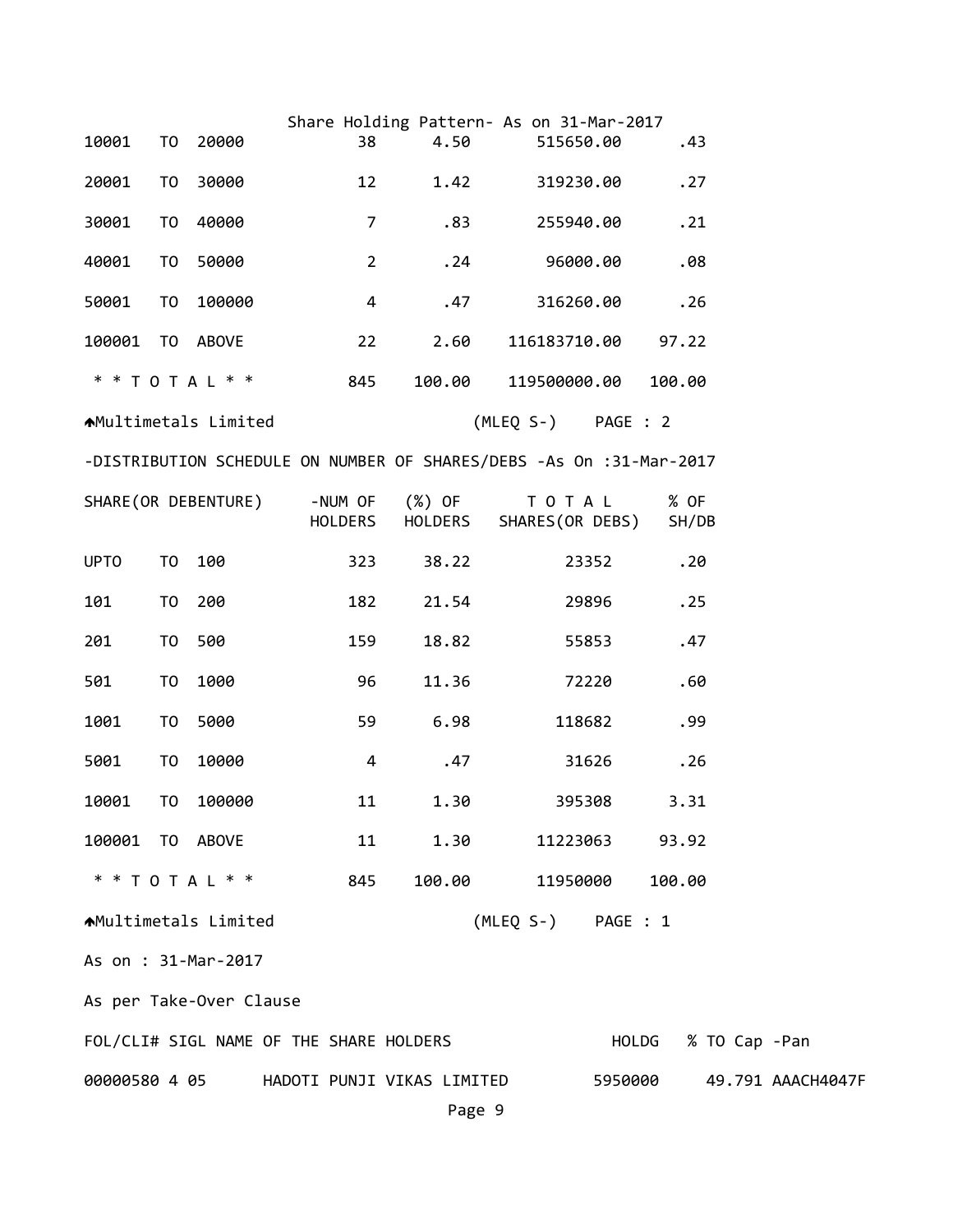Share Holding Pattern- As on 31-Mar-2017

| | | | | | | |
|---|---|---|---|---|---|---|
| 10001 | TO | 20000 | 38 | 4.50 | 515650.00 | .43 |
| 20001 | TO | 30000 | 12 | 1.42 | 319230.00 | .27 |
| 30001 | TO | 40000 | 7 | .83 | 255940.00 | .21 |
| 40001 | TO | 50000 | 2 | .24 | 96000.00 | .08 |
| 50001 | TO | 100000 | 4 | .47 | 316260.00 | .26 |
| 100001 | TO | ABOVE | 22 | 2.60 | 116183710.00 | 97.22 |
| * * T O T A L * * | | | 845 | 100.00 | 119500000.00 | 100.00 |

Multimetals Limited (MLEQ S-) PAGE : 2

-DISTRIBUTION SCHEDULE ON NUMBER OF SHARES/DEBS -As On :31-Mar-2017

| SHARE(OR DEBENTURE) | | | -NUM OF HOLDERS | (%) OF HOLDERS | T O T A L SHARES(OR DEBS) | % OF SH/DB |
|---|---|---|---|---|---|---|
| UPTO | TO | 100 | 323 | 38.22 | 23352 | .20 |
| 101 | TO | 200 | 182 | 21.54 | 29896 | .25 |
| 201 | TO | 500 | 159 | 18.82 | 55853 | .47 |
| 501 | TO | 1000 | 96 | 11.36 | 72220 | .60 |
| 1001 | TO | 5000 | 59 | 6.98 | 118682 | .99 |
| 5001 | TO | 10000 | 4 | .47 | 31626 | .26 |
| 10001 | TO | 100000 | 11 | 1.30 | 395308 | 3.31 |
| 100001 | TO | ABOVE | 11 | 1.30 | 11223063 | 93.92 |
| * * T O T A L * * | | | 845 | 100.00 | 11950000 | 100.00 |

Multimetals Limited (MLEQ S-) PAGE : 1

As on : 31-Mar-2017

As per Take-Over Clause

| FOL/CLI# | SIGL | NAME OF THE SHARE HOLDERS | HOLDG | % TO Cap | -Pan |
|---|---|---|---|---|---|
| 00000580 | 4 05 | HADOTI PUNJI VIKAS LIMITED | 5950000 | 49.791 | AAACH4047F |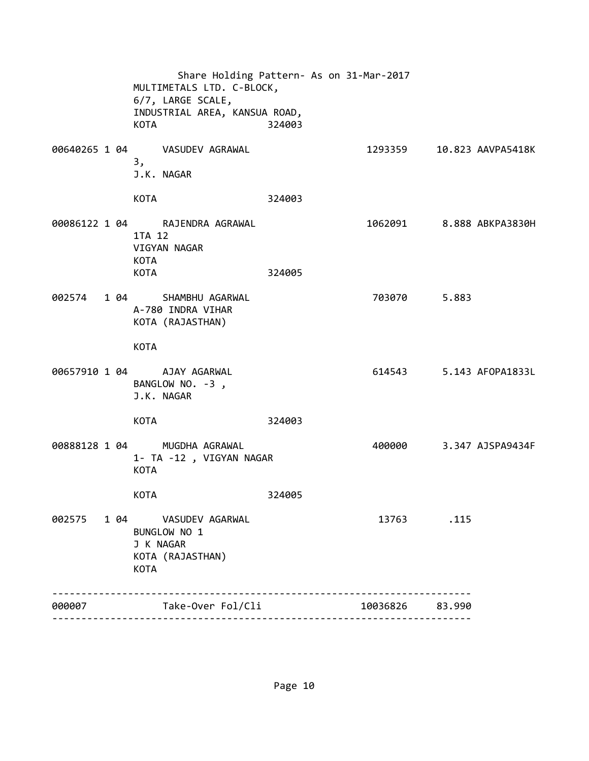Share Holding Pattern- As on 31-Mar-2017

MULTIMETALS LTD. C-BLOCK,
6/7, LARGE SCALE,
INDUSTRIAL AREA, KANSUA ROAD,
KOTA 324003

| | | | | | | |
|---|---|---|---|---|---|---|
| 00640265 | 1 04 | VASUDEV AGRAWAL<br>3,<br>J.K. NAGAR<br><br>KOTA 324003 | 1293359 | 10.823 | AAVPA5418K |
| 00086122 | 1 04 | RAJENDRA AGRAWAL<br>1TA 12<br>VIGYAN NAGAR<br>KOTA<br>KOTA 324005 | 1062091 | 8.888 | ABKPA3830H |
| 002574 | 1 04 | SHAMBHU AGARWAL<br>A-780 INDRA VIHAR<br>KOTA (RAJASTHAN)<br><br>KOTA | 703070 | 5.883 | |
| 00657910 | 1 04 | AJAY AGARWAL<br>BANGLOW NO. -3 ,<br>J.K. NAGAR<br><br>KOTA 324003 | 614543 | 5.143 | AFOPA1833L |
| 00888128 | 1 04 | MUGDHA AGRAWAL<br>1- TA -12 , VIGYAN NAGAR<br>KOTA<br><br>KOTA 324005 | 400000 | 3.347 | AJSPA9434F |
| 002575 | 1 04 | VASUDEV AGARWAL<br>BUNGLOW NO 1<br>J K NAGAR<br>KOTA (RAJASTHAN)<br>KOTA | 13763 | .115 | |
| 000007 | | Take-Over Fol/Cli | 10036826 | 83.990 | |